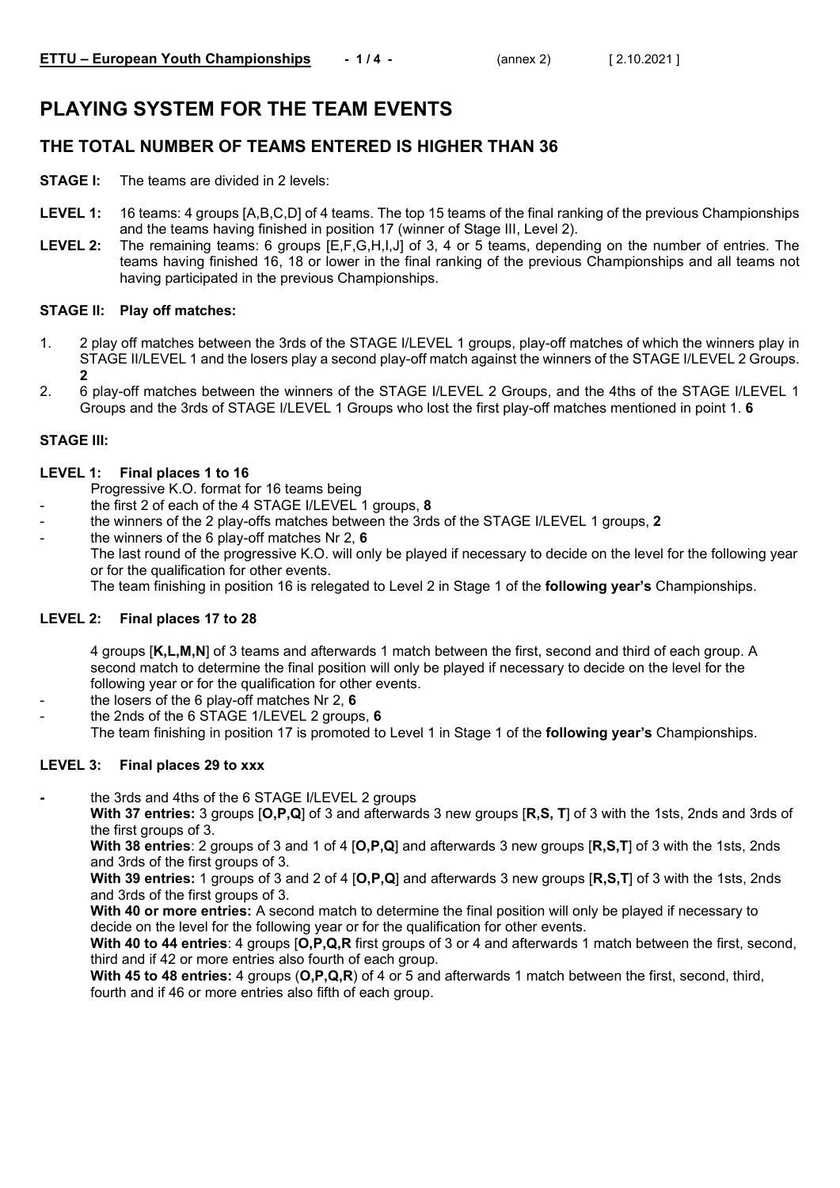# PLAYING SYSTEM FOR THE TEAM EVENTS

## THE TOTAL NUMBER OF TEAMS ENTERED IS HIGHER THAN 36

**STAGE I:** The teams are divided in 2 levels:

**LEVEL 1:** 16 teams: 4 groups [A,B,C,D] of 4 teams. The top 15 teams of the final ranking of the previous Championships and the teams having finished in position 17 (winner of Stage III, Level 2).

**LEVEL 2:** The remaining teams: 6 groups [E,F,G,H,I,J] of 3, 4 or 5 teams, depending on the number of entries. The teams having finished 16, 18 or lower in the final ranking of the previous Championships and all teams not having participated in the previous Championships.

### STAGE II: Play off matches:

1. 2 play off matches between the 3rds of the STAGE I/LEVEL 1 groups, play-off matches of which the winners play in STAGE II/LEVEL 1 and the losers play a second play-off match against the winners of the STAGE I/LEVEL 2 Groups. **2**
2. 6 play-off matches between the winners of the STAGE I/LEVEL 2 Groups, and the 4ths of the STAGE I/LEVEL 1 Groups and the 3rds of STAGE I/LEVEL 1 Groups who lost the first play-off matches mentioned in point 1. **6**

### STAGE III:

#### LEVEL 1: Final places 1 to 16

Progressive K.O. format for 16 teams being

- the first 2 of each of the 4 STAGE I/LEVEL 1 groups, **8**
- the winners of the 2 play-offs matches between the 3rds of the STAGE I/LEVEL 1 groups, **2**
- the winners of the 6 play-off matches Nr 2, **6**

The last round of the progressive K.O. will only be played if necessary to decide on the level for the following year or for the qualification for other events.

The team finishing in position 16 is relegated to Level 2 in Stage 1 of the **following year's** Championships.

#### LEVEL 2: Final places 17 to 28

4 groups [**K,L,M,N**] of 3 teams and afterwards 1 match between the first, second and third of each group. A second match to determine the final position will only be played if necessary to decide on the level for the following year or for the qualification for other events.

- the losers of the 6 play-off matches Nr 2, **6**
- the 2nds of the 6 STAGE 1/LEVEL 2 groups, **6**

The team finishing in position 17 is promoted to Level 1 in Stage 1 of the **following year's** Championships.

#### LEVEL 3: Final places 29 to xxx

- the 3rds and 4ths of the 6 STAGE I/LEVEL 2 groups

**With 37 entries:** 3 groups [**O,P,Q**] of 3 and afterwards 3 new groups [**R,S, T**] of 3 with the 1sts, 2nds and 3rds of the first groups of 3.

**With 38 entries**: 2 groups of 3 and 1 of 4 [**O,P,Q**] and afterwards 3 new groups [**R,S,T**] of 3 with the 1sts, 2nds and 3rds of the first groups of 3.

**With 39 entries:** 1 groups of 3 and 2 of 4 [**O,P,Q**] and afterwards 3 new groups [**R,S,T**] of 3 with the 1sts, 2nds and 3rds of the first groups of 3.

**With 40 or more entries:** A second match to determine the final position will only be played if necessary to decide on the level for the following year or for the qualification for other events.

**With 40 to 44 entries**: 4 groups [**O,P,Q,R** first groups of 3 or 4 and afterwards 1 match between the first, second, third and if 42 or more entries also fourth of each group.

**With 45 to 48 entries:** 4 groups (**O,P,Q,R**) of 4 or 5 and afterwards 1 match between the first, second, third, fourth and if 46 or more entries also fifth of each group.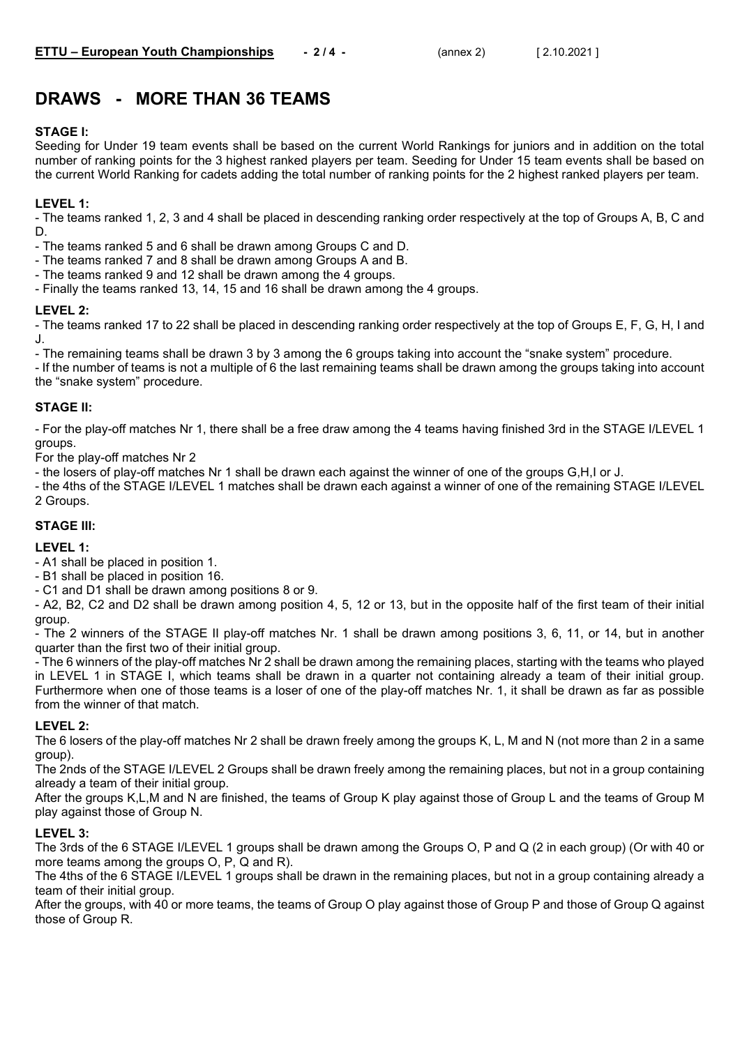# DRAWS - MORE THAN 36 TEAMS

**STAGE I:**

Seeding for Under 19 team events shall be based on the current World Rankings for juniors and in addition on the total number of ranking points for the 3 highest ranked players per team. Seeding for Under 15 team events shall be based on the current World Ranking for cadets adding the total number of ranking points for the 2 highest ranked players per team.

**LEVEL 1:**

- The teams ranked 1, 2, 3 and 4 shall be placed in descending ranking order respectively at the top of Groups A, B, C and D.
- The teams ranked 5 and 6 shall be drawn among Groups C and D.
- The teams ranked 7 and 8 shall be drawn among Groups A and B.
- The teams ranked 9 and 12 shall be drawn among the 4 groups.
- Finally the teams ranked 13, 14, 15 and 16 shall be drawn among the 4 groups.

**LEVEL 2:**

- The teams ranked 17 to 22 shall be placed in descending ranking order respectively at the top of Groups E, F, G, H, I and J.
- The remaining teams shall be drawn 3 by 3 among the 6 groups taking into account the "snake system" procedure.
- If the number of teams is not a multiple of 6 the last remaining teams shall be drawn among the groups taking into account the "snake system" procedure.

**STAGE II:**

- For the play-off matches Nr 1, there shall be a free draw among the 4 teams having finished 3rd in the STAGE I/LEVEL 1 groups.

For the play-off matches Nr 2

- the losers of play-off matches Nr 1 shall be drawn each against the winner of one of the groups G,H,I or J.
- the 4ths of the STAGE I/LEVEL 1 matches shall be drawn each against a winner of one of the remaining STAGE I/LEVEL 2 Groups.

**STAGE III:**

**LEVEL 1:**

- A1 shall be placed in position 1.
- B1 shall be placed in position 16.
- C1 and D1 shall be drawn among positions 8 or 9.
- A2, B2, C2 and D2 shall be drawn among position 4, 5, 12 or 13, but in the opposite half of the first team of their initial group.
- The 2 winners of the STAGE II play-off matches Nr. 1 shall be drawn among positions 3, 6, 11, or 14, but in another quarter than the first two of their initial group.
- The 6 winners of the play-off matches Nr 2 shall be drawn among the remaining places, starting with the teams who played in LEVEL 1 in STAGE I, which teams shall be drawn in a quarter not containing already a team of their initial group. Furthermore when one of those teams is a loser of one of the play-off matches Nr. 1, it shall be drawn as far as possible from the winner of that match.

**LEVEL 2:**

The 6 losers of the play-off matches Nr 2 shall be drawn freely among the groups K, L, M and N (not more than 2 in a same group).

The 2nds of the STAGE I/LEVEL 2 Groups shall be drawn freely among the remaining places, but not in a group containing already a team of their initial group.

After the groups K,L,M and N are finished, the teams of Group K play against those of Group L and the teams of Group M play against those of Group N.

**LEVEL 3:**

The 3rds of the 6 STAGE I/LEVEL 1 groups shall be drawn among the Groups O, P and Q (2 in each group) (Or with 40 or more teams among the groups O, P, Q and R).

The 4ths of the 6 STAGE I/LEVEL 1 groups shall be drawn in the remaining places, but not in a group containing already a team of their initial group.

After the groups, with 40 or more teams, the teams of Group O play against those of Group P and those of Group Q against those of Group R.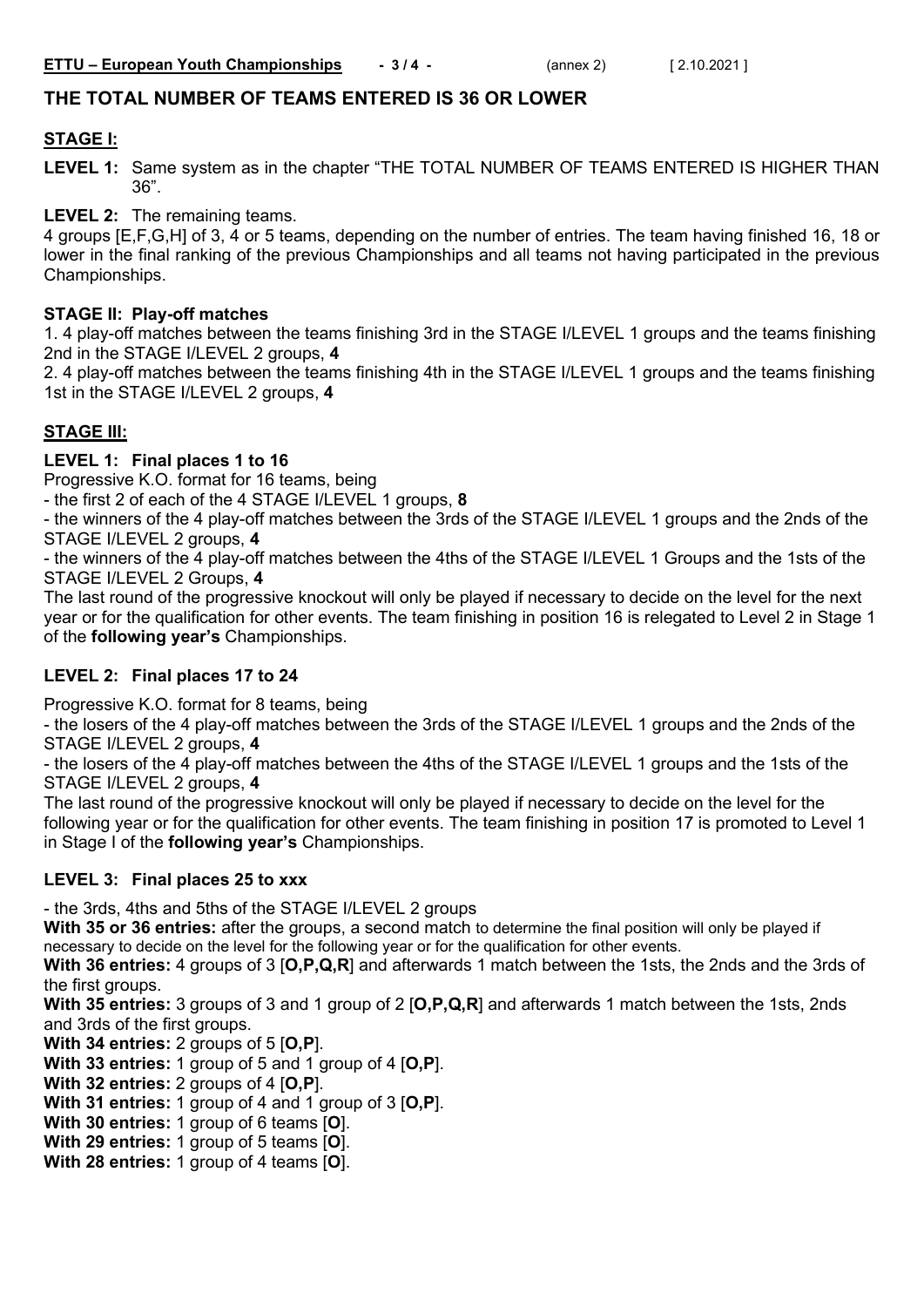## THE TOTAL NUMBER OF TEAMS ENTERED IS 36 OR LOWER

### STAGE I:

**LEVEL 1:** Same system as in the chapter "THE TOTAL NUMBER OF TEAMS ENTERED IS HIGHER THAN 36".

**LEVEL 2:** The remaining teams.

4 groups [E,F,G,H] of 3, 4 or 5 teams, depending on the number of entries. The team having finished 16, 18 or lower in the final ranking of the previous Championships and all teams not having participated in the previous Championships.

### STAGE II: Play-off matches

1. 4 play-off matches between the teams finishing 3rd in the STAGE I/LEVEL 1 groups and the teams finishing 2nd in the STAGE I/LEVEL 2 groups, **4**
2. 4 play-off matches between the teams finishing 4th in the STAGE I/LEVEL 1 groups and the teams finishing 1st in the STAGE I/LEVEL 2 groups, **4**

### STAGE III:

#### LEVEL 1: Final places 1 to 16

Progressive K.O. format for 16 teams, being

- the first 2 of each of the 4 STAGE I/LEVEL 1 groups, **8**
- the winners of the 4 play-off matches between the 3rds of the STAGE I/LEVEL 1 groups and the 2nds of the STAGE I/LEVEL 2 groups, **4**
- the winners of the 4 play-off matches between the 4ths of the STAGE I/LEVEL 1 Groups and the 1sts of the STAGE I/LEVEL 2 Groups, **4**

The last round of the progressive knockout will only be played if necessary to decide on the level for the next year or for the qualification for other events. The team finishing in position 16 is relegated to Level 2 in Stage 1 of the **following year's** Championships.

#### LEVEL 2: Final places 17 to 24

Progressive K.O. format for 8 teams, being

- the losers of the 4 play-off matches between the 3rds of the STAGE I/LEVEL 1 groups and the 2nds of the STAGE I/LEVEL 2 groups, **4**
- the losers of the 4 play-off matches between the 4ths of the STAGE I/LEVEL 1 groups and the 1sts of the STAGE I/LEVEL 2 groups, **4**

The last round of the progressive knockout will only be played if necessary to decide on the level for the following year or for the qualification for other events. The team finishing in position 17 is promoted to Level 1 in Stage I of the **following year's** Championships.

#### LEVEL 3: Final places 25 to xxx

- the 3rds, 4ths and 5ths of the STAGE I/LEVEL 2 groups

**With 35 or 36 entries:** after the groups, a second match to determine the final position will only be played if necessary to decide on the level for the following year or for the qualification for other events.

**With 36 entries:** 4 groups of 3 [**O,P,Q,R**] and afterwards 1 match between the 1sts, the 2nds and the 3rds of the first groups.

**With 35 entries:** 3 groups of 3 and 1 group of 2 [**O,P,Q,R**] and afterwards 1 match between the 1sts, 2nds and 3rds of the first groups.

**With 34 entries:** 2 groups of 5 [**O,P**].

**With 33 entries:** 1 group of 5 and 1 group of 4 [**O,P**].

**With 32 entries:** 2 groups of 4 [**O,P**].

**With 31 entries:** 1 group of 4 and 1 group of 3 [**O,P**].

**With 30 entries:** 1 group of 6 teams [**O**].

**With 29 entries:** 1 group of 5 teams [**O**].

**With 28 entries:** 1 group of 4 teams [**O**].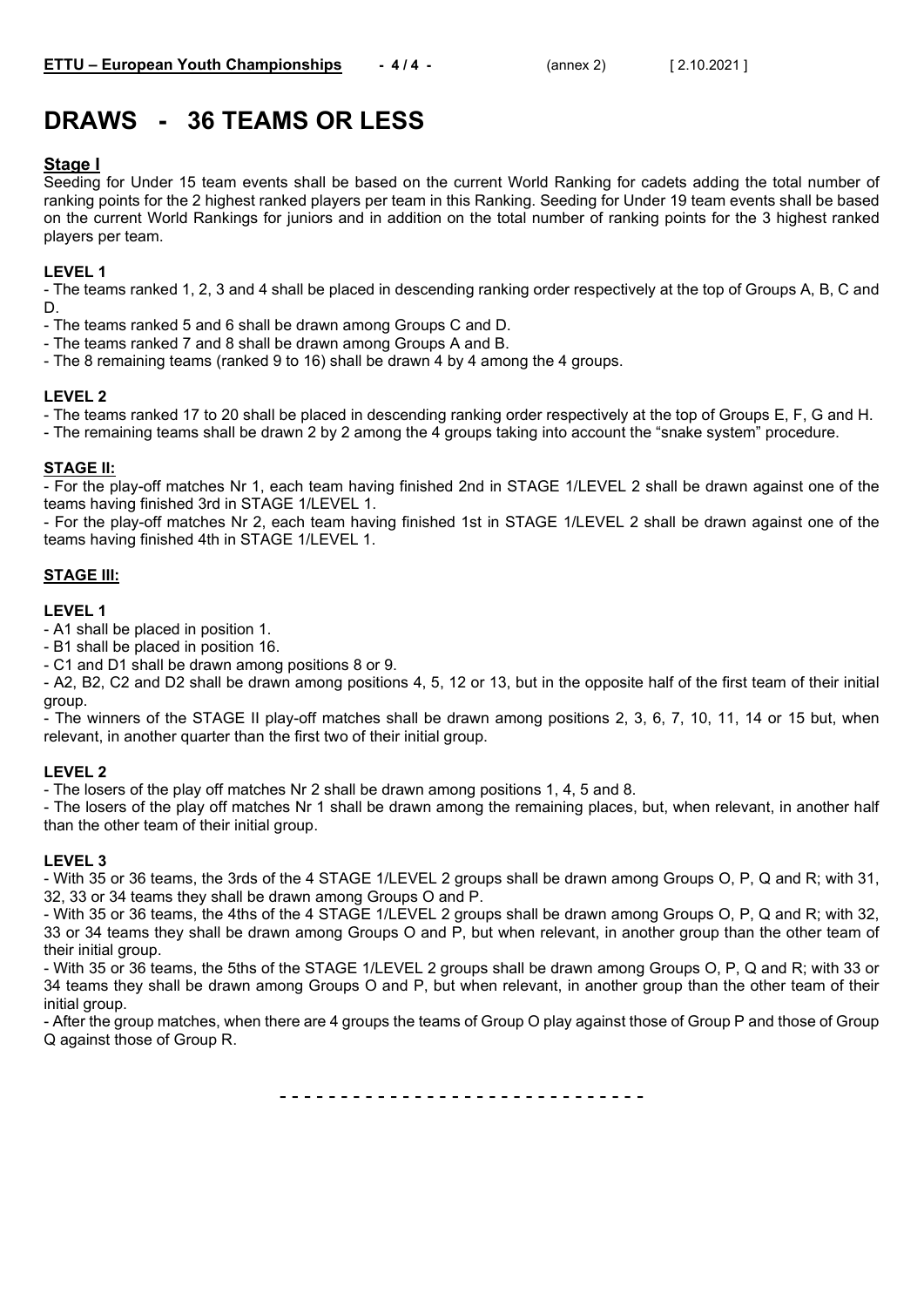# DRAWS - 36 TEAMS OR LESS

## Stage I

Seeding for Under 15 team events shall be based on the current World Ranking for cadets adding the total number of ranking points for the 2 highest ranked players per team in this Ranking. Seeding for Under 19 team events shall be based on the current World Rankings for juniors and in addition on the total number of ranking points for the 3 highest ranked players per team.

### LEVEL 1

- The teams ranked 1, 2, 3 and 4 shall be placed in descending ranking order respectively at the top of Groups A, B, C and D.
- The teams ranked 5 and 6 shall be drawn among Groups C and D.
- The teams ranked 7 and 8 shall be drawn among Groups A and B.
- The 8 remaining teams (ranked 9 to 16) shall be drawn 4 by 4 among the 4 groups.

### LEVEL 2

- The teams ranked 17 to 20 shall be placed in descending ranking order respectively at the top of Groups E, F, G and H.
- The remaining teams shall be drawn 2 by 2 among the 4 groups taking into account the "snake system" procedure.

## STAGE II:

- For the play-off matches Nr 1, each team having finished 2nd in STAGE 1/LEVEL 2 shall be drawn against one of the teams having finished 3rd in STAGE 1/LEVEL 1.
- For the play-off matches Nr 2, each team having finished 1st in STAGE 1/LEVEL 2 shall be drawn against one of the teams having finished 4th in STAGE 1/LEVEL 1.

## STAGE III:

### LEVEL 1

- A1 shall be placed in position 1.
- B1 shall be placed in position 16.
- C1 and D1 shall be drawn among positions 8 or 9.
- A2, B2, C2 and D2 shall be drawn among positions 4, 5, 12 or 13, but in the opposite half of the first team of their initial group.
- The winners of the STAGE II play-off matches shall be drawn among positions 2, 3, 6, 7, 10, 11, 14 or 15 but, when relevant, in another quarter than the first two of their initial group.

### LEVEL 2

- The losers of the play off matches Nr 2 shall be drawn among positions 1, 4, 5 and 8.
- The losers of the play off matches Nr 1 shall be drawn among the remaining places, but, when relevant, in another half than the other team of their initial group.

### LEVEL 3

- With 35 or 36 teams, the 3rds of the 4 STAGE 1/LEVEL 2 groups shall be drawn among Groups O, P, Q and R; with 31, 32, 33 or 34 teams they shall be drawn among Groups O and P.
- With 35 or 36 teams, the 4ths of the 4 STAGE 1/LEVEL 2 groups shall be drawn among Groups O, P, Q and R; with 32, 33 or 34 teams they shall be drawn among Groups O and P, but when relevant, in another group than the other team of their initial group.
- With 35 or 36 teams, the 5ths of the STAGE 1/LEVEL 2 groups shall be drawn among Groups O, P, Q and R; with 33 or 34 teams they shall be drawn among Groups O and P, but when relevant, in another group than the other team of their initial group.
- After the group matches, when there are 4 groups the teams of Group O play against those of Group P and those of Group Q against those of Group R.

- - - - - - - - - - - - - - - - - - - - - - - - - - - - - -